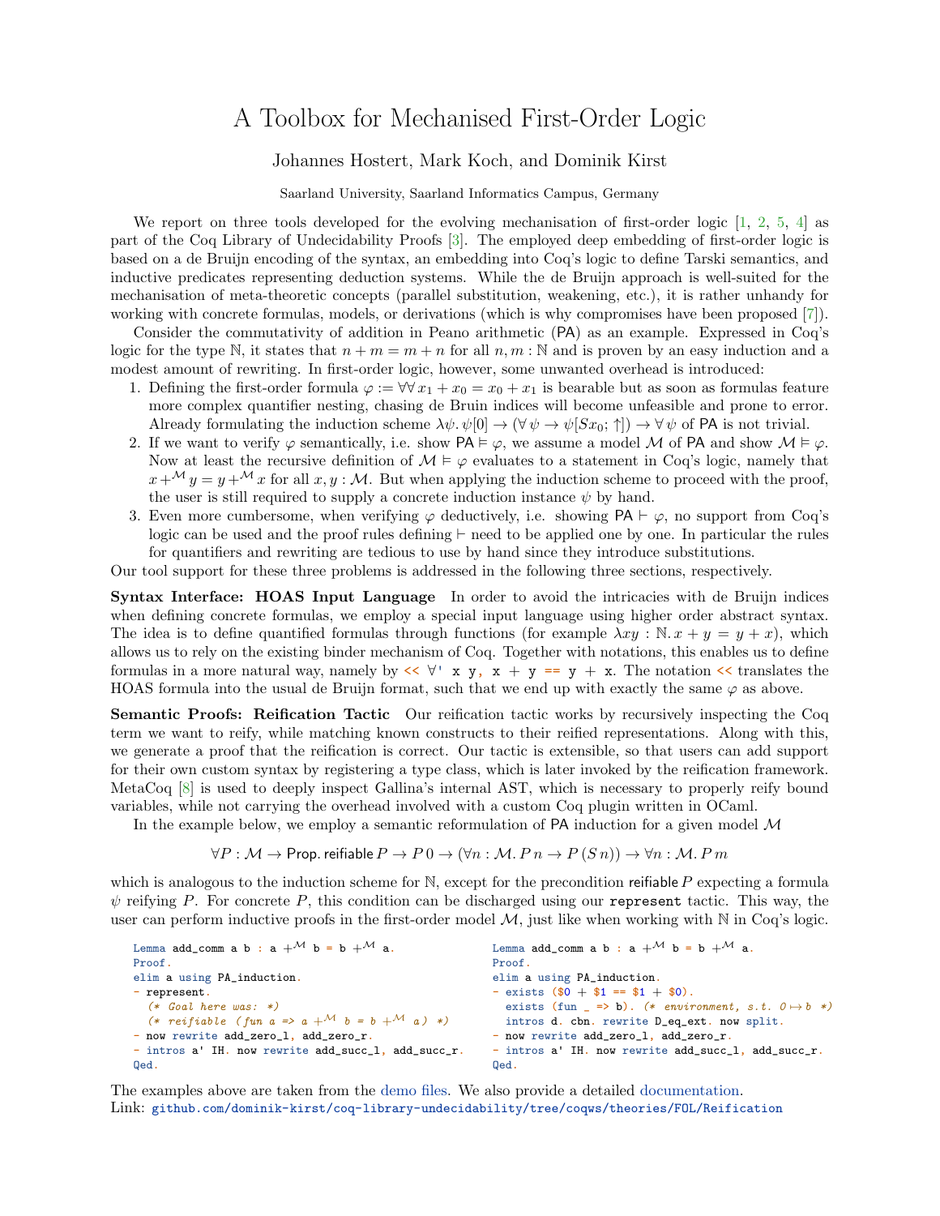# A Toolbox for Mechanised First-Order Logic

Johannes Hostert, Mark Koch, and Dominik Kirst

Saarland University, Saarland Informatics Campus, Germany

We report on three tools developed for the evolving mechanisation of first-order logic [1, 2, 5, 4] as part of the Coq Library of Undecidability Proofs [3]. The employed deep embedding of first-order logic is based on a de Bruijn encoding of the syntax, an embedding into Coq's logic to define Tarski semantics, and inductive predicates representing deduction systems. While the de Bruijn approach is well-suited for the mechanisation of meta-theoretic concepts (parallel substitution, weakening, etc.), it is rather unhandy for working with concrete formulas, models, or derivations (which is why compromises have been proposed [7]).

Consider the commutativity of addition in Peano arithmetic (PA) as an example. Expressed in Coq's logic for the type $\mathbb{N}$, it states that $n + m = m + n$ for all $n, m : \mathbb{N}$ and is proven by an easy induction and a modest amount of rewriting. In first-order logic, however, some unwanted overhead is introduced:

1. Defining the first-order formula $\varphi := \forall\forall\, x_1 + x_0 = x_0 + x_1$ is bearable but as soon as formulas feature more complex quantifier nesting, chasing de Bruin indices will become unfeasible and prone to error. Already formulating the induction scheme $\lambda\psi.\, \psi[0] \to (\forall\, \psi \to \psi[Sx_0; \uparrow]) \to \forall\, \psi$ of PA is not trivial.
2. If we want to verify $\varphi$ semantically, i.e. show $\mathsf{PA} \vDash \varphi$, we assume a model $\mathcal{M}$ of PA and show $\mathcal{M} \vDash \varphi$. Now at least the recursive definition of $\mathcal{M} \vDash \varphi$ evaluates to a statement in Coq's logic, namely that $x +^{\mathcal{M}} y = y +^{\mathcal{M}} x$ for all $x, y : \mathcal{M}$. But when applying the induction scheme to proceed with the proof, the user is still required to supply a concrete induction instance $\psi$ by hand.
3. Even more cumbersome, when verifying $\varphi$ deductively, i.e. showing $\mathsf{PA} \vdash \varphi$, no support from Coq's logic can be used and the proof rules defining $\vdash$ need to be applied one by one. In particular the rules for quantifiers and rewriting are tedious to use by hand since they introduce substitutions.

Our tool support for these three problems is addressed in the following three sections, respectively.

**Syntax Interface: HOAS Input Language** In order to avoid the intricacies with de Bruijn indices when defining concrete formulas, we employ a special input language using higher order abstract syntax. The idea is to define quantified formulas through functions (for example $\lambda xy : \mathbb{N}.\, x + y = y + x$), which allows us to rely on the existing binder mechanism of Coq. Together with notations, this enables us to define formulas in a more natural way, namely by `<< ∀' x y, x + y == y + x`. The notation `<<` translates the HOAS formula into the usual de Bruijn format, such that we end up with exactly the same $\varphi$ as above.

**Semantic Proofs: Reification Tactic** Our reification tactic works by recursively inspecting the Coq term we want to reify, while matching known constructs to their reified representations. Along with this, we generate a proof that the reification is correct. Our tactic is extensible, so that users can add support for their own custom syntax by registering a type class, which is later invoked by the reification framework. MetaCoq [8] is used to deeply inspect Gallina's internal AST, which is necessary to properly reify bound variables, while not carrying the overhead involved with a custom Coq plugin written in OCaml.

In the example below, we employ a semantic reformulation of PA induction for a given model $\mathcal{M}$

$$\forall P : \mathcal{M} \to \mathsf{Prop}.\, \mathsf{reifiable}\, P \to P\, 0 \to (\forall n : \mathcal{M}.\, P\, n \to P\, (S\, n)) \to \forall n : \mathcal{M}.\, P\, m$$

which is analogous to the induction scheme for $\mathbb{N}$, except for the precondition $\mathsf{reifiable}\, P$ expecting a formula $\psi$ reifying $P$. For concrete $P$, this condition can be discharged using our `represent` tactic. This way, the user can perform inductive proofs in the first-order model $\mathcal{M}$, just like when working with $\mathbb{N}$ in Coq's logic.

```
Lemma add_comm a b : a +ᴹ b = b +ᴹ a.
Proof.
elim a using PA_induction.
- represent.
  (* Goal here was: *)
  (* reifiable (fun a => a +ᴹ b = b +ᴹ a) *)
- now rewrite add_zero_l, add_zero_r.
- intros a' IH. now rewrite add_succ_l, add_succ_r.
Qed.
```

```
Lemma add_comm a b : a +ᴹ b = b +ᴹ a.
Proof.
elim a using PA_induction.
- exists ($0 + $1 == $1 + $0).
  exists (fun _ => b). (* environment, s.t. 0↦b *)
  intros d. cbn. rewrite D_eq_ext. now split.
- now rewrite add_zero_l, add_zero_r.
- intros a' IH. now rewrite add_succ_l, add_succ_r.
Qed.
```

The examples above are taken from the demo files. We also provide a detailed documentation.
Link: `github.com/dominik-kirst/coq-library-undecidability/tree/coqws/theories/FOL/Reification`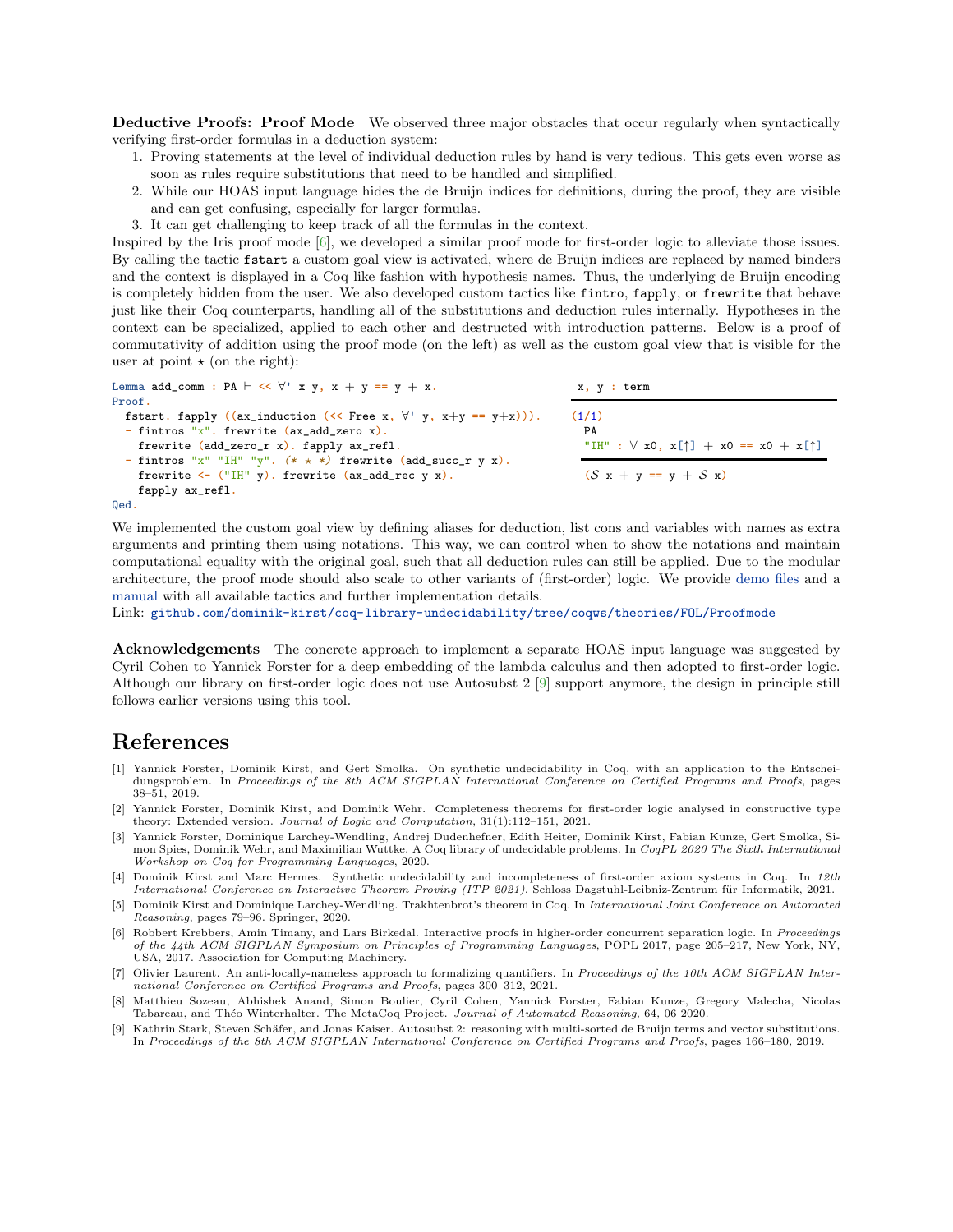**Deductive Proofs: Proof Mode** We observed three major obstacles that occur regularly when syntactically verifying first-order formulas in a deduction system:

1. Proving statements at the level of individual deduction rules by hand is very tedious. This gets even worse as soon as rules require substitutions that need to be handled and simplified.
2. While our HOAS input language hides the de Bruijn indices for definitions, during the proof, they are visible and can get confusing, especially for larger formulas.
3. It can get challenging to keep track of all the formulas in the context.

Inspired by the Iris proof mode [6], we developed a similar proof mode for first-order logic to alleviate those issues. By calling the tactic `fstart` a custom goal view is activated, where de Bruijn indices are replaced by named binders and the context is displayed in a Coq like fashion with hypothesis names. Thus, the underlying de Bruijn encoding is completely hidden from the user. We also developed custom tactics like `fintro`, `fapply`, or `frewrite` that behave just like their Coq counterparts, handling all of the substitutions and deduction rules internally. Hypotheses in the context can be specialized, applied to each other and destructed with introduction patterns. Below is a proof of commutativity of addition using the proof mode (on the left) as well as the custom goal view that is visible for the user at point ⋆ (on the right):

```
Lemma add_comm : PA ⊢ << ∀' x y, x + y == y + x.
Proof.
  fstart. fapply ((ax_induction (<< Free x, ∀' y, x+y == y+x))).
  - fintros "x". frewrite (ax_add_zero x).
    frewrite (add_zero_r x). fapply ax_refl.
  - fintros "x" "IH" "y". (* ⋆ *) frewrite (add_succ_r y x).
    frewrite <- ("IH" y). frewrite (ax_add_rec y x).
    fapply ax_refl.
Qed.
```

```
x, y : term
________________________________________
(1/1)
PA
"IH" : ∀ x0, x[↑] + x0 == x0 + x[↑]
________________________________________
(𝒮 x + y == y + 𝒮 x)
```

We implemented the custom goal view by defining aliases for deduction, list cons and variables with names as extra arguments and printing them using notations. This way, we can control when to show the notations and maintain computational equality with the original goal, such that all deduction rules can still be applied. Due to the modular architecture, the proof mode should also scale to other variants of (first-order) logic. We provide demo files and a manual with all available tactics and further implementation details.

Link: `github.com/dominik-kirst/coq-library-undecidability/tree/coqws/theories/FOL/Proofmode`

**Acknowledgements** The concrete approach to implement a separate HOAS input language was suggested by Cyril Cohen to Yannick Forster for a deep embedding of the lambda calculus and then adopted to first-order logic. Although our library on first-order logic does not use Autosubst 2 [9] support anymore, the design in principle still follows earlier versions using this tool.

# References

[1] Yannick Forster, Dominik Kirst, and Gert Smolka. On synthetic undecidability in Coq, with an application to the Entscheidungsproblem. In *Proceedings of the 8th ACM SIGPLAN International Conference on Certified Programs and Proofs*, pages 38–51, 2019.

[2] Yannick Forster, Dominik Kirst, and Dominik Wehr. Completeness theorems for first-order logic analysed in constructive type theory: Extended version. *Journal of Logic and Computation*, 31(1):112–151, 2021.

[3] Yannick Forster, Dominique Larchey-Wendling, Andrej Dudenhefner, Edith Heiter, Dominik Kirst, Fabian Kunze, Gert Smolka, Simon Spies, Dominik Wehr, and Maximilian Wuttke. A Coq library of undecidable problems. In *CoqPL 2020 The Sixth International Workshop on Coq for Programming Languages*, 2020.

[4] Dominik Kirst and Marc Hermes. Synthetic undecidability and incompleteness of first-order axiom systems in Coq. In *12th International Conference on Interactive Theorem Proving (ITP 2021)*. Schloss Dagstuhl-Leibniz-Zentrum für Informatik, 2021.

[5] Dominik Kirst and Dominique Larchey-Wendling. Trakhtenbrot's theorem in Coq. In *International Joint Conference on Automated Reasoning*, pages 79–96. Springer, 2020.

[6] Robbert Krebbers, Amin Timany, and Lars Birkedal. Interactive proofs in higher-order concurrent separation logic. In *Proceedings of the 44th ACM SIGPLAN Symposium on Principles of Programming Languages*, POPL 2017, page 205–217, New York, NY, USA, 2017. Association for Computing Machinery.

[7] Olivier Laurent. An anti-locally-nameless approach to formalizing quantifiers. In *Proceedings of the 10th ACM SIGPLAN International Conference on Certified Programs and Proofs*, pages 300–312, 2021.

[8] Matthieu Sozeau, Abhishek Anand, Simon Boulier, Cyril Cohen, Yannick Forster, Fabian Kunze, Gregory Malecha, Nicolas Tabareau, and Théo Winterhalter. The MetaCoq Project. *Journal of Automated Reasoning*, 64, 06 2020.

[9] Kathrin Stark, Steven Schäfer, and Jonas Kaiser. Autosubst 2: reasoning with multi-sorted de Bruijn terms and vector substitutions. In *Proceedings of the 8th ACM SIGPLAN International Conference on Certified Programs and Proofs*, pages 166–180, 2019.